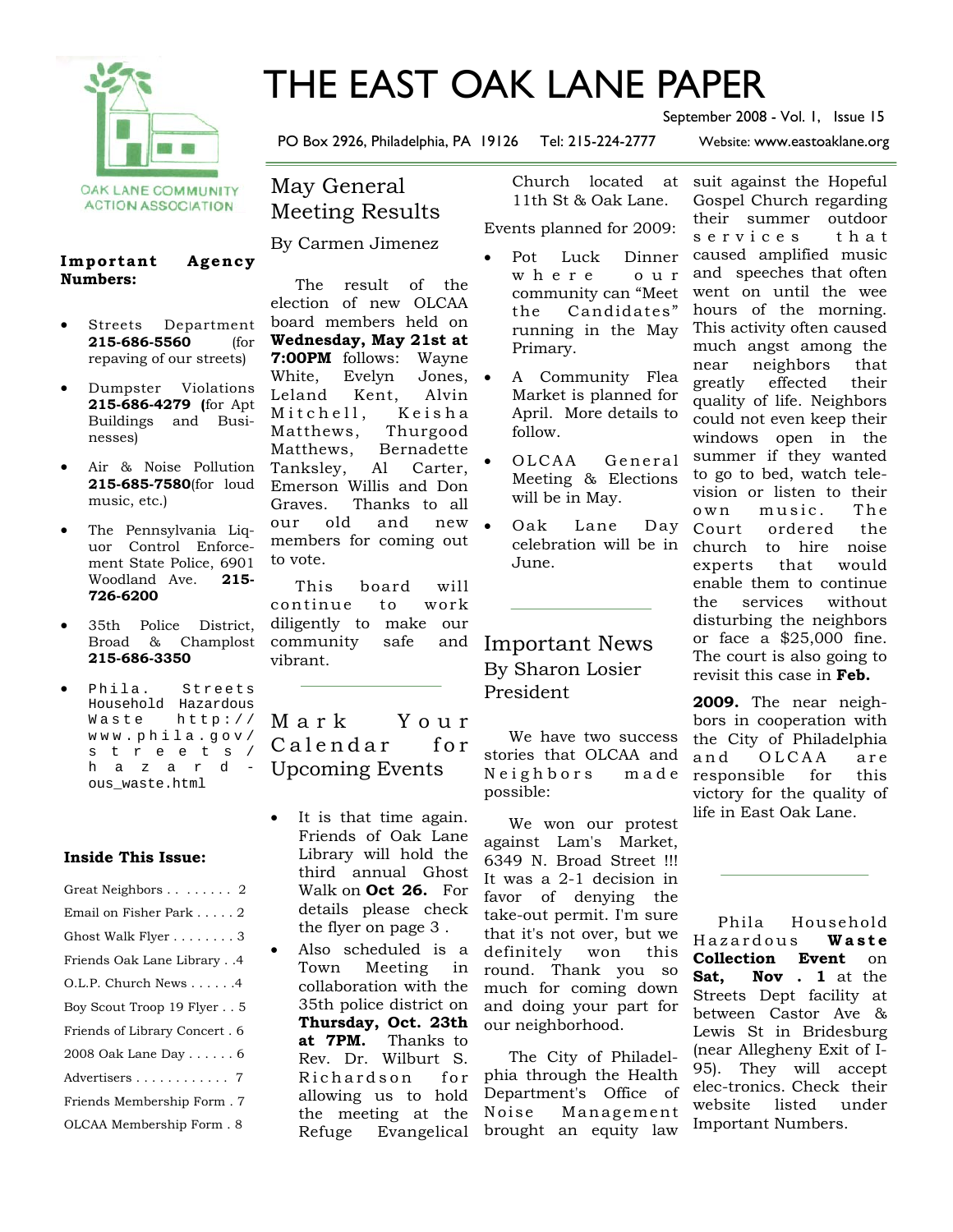# THE EAST OAK LANE PAPER

September 2008 - Vol. 1, Issue 15

PO Box 2926, Philadelphia, PA 19126 Tel: 215-224-2777 Website: www.eastoaklane.org

OAK LANE COMMUNITY ACTION ASSOCIATION

**Important Agency Numbers:**

- Streets Department **215-686-5560** (for repaving of our streets)
- Dumpster Violations **215-686-4279** (for Apt Buildings and Businesses)
- Air & Noise Pollution **215-685-7580**(for loud music, etc.)
- The Pennsylvania Liquor Control Enforcement State Police, 6901 Woodland Ave. **215-726-6200**
- 35th Police District, Broad & Champlost **215-686-3350**
- Phila. Streets Household Hazardous Waste http://www.phila.gov/streets/hazardous_waste.html

**Inside This Issue:**

- Great Neighbors . . . . . . . 2
- Email on Fisher Park . . . . . 2
- Ghost Walk Flyer . . . . . . . . 3
- Friends Oak Lane Library . .4
- O.L.P. Church News . . . . . .4
- Boy Scout Troop 19 Flyer . . 5
- Friends of Library Concert . 6
- 2008 Oak Lane Day . . . . . . 6
- Advertisers . . . . . . . . . . . . 7
- Friends Membership Form . 7
- OLCAA Membership Form . 8

## May General Meeting Results

By Carmen Jimenez

The result of the election of new OLCAA board members held on **Wednesday, May 21st at 7:00PM** follows: Wayne White, Evelyn Jones, Leland Kent, Alvin Mitchell, Keisha Matthews, Thurgood Matthews, Bernadette Tanksley, Al Carter, Emerson Willis and Don Graves. Thanks to all our old and new members for coming out to vote.

This board will continue to work diligently to make our community safe and vibrant.

## Mark Your Calendar for Upcoming Events

- It is that time again. Friends of Oak Lane Library will hold the third annual Ghost Walk on **Oct 26.** For details please check the flyer on page 3 .
- Also scheduled is a Town Meeting in collaboration with the 35th police district on **Thursday, Oct. 23th at 7PM.** Thanks to Rev. Dr. Wilburt S. Richardson for allowing us to hold the meeting at the Refuge Evangelical Church located at 11th St & Oak Lane.

Events planned for 2009:

- Pot Luck Dinner where our community can “Meet the Candidates” running in the May Primary.
- A Community Flea Market is planned for April. More details to follow.
- OLCAA General Meeting & Elections will be in May.
- Oak Lane Day celebration will be in June.

## Important News

By Sharon Losier
President

We have two success stories that OLCAA and Neighbors made possible:

We won our protest against Lam's Market, 6349 N. Broad Street !!! It was a 2-1 decision in favor of denying the take-out permit. I'm sure that it's not over, but we definitely won this round. Thank you so much for coming down and doing your part for our neighborhood.

The City of Philadelphia through the Health Department's Office of Noise Management brought an equity law suit against the Hopeful Gospel Church regarding their summer outdoor services that caused amplified music and speeches that often went on until the wee hours of the morning. This activity often caused much angst among the near neighbors that greatly effected their quality of life. Neighbors could not even keep their windows open in the summer if they wanted to go to bed, watch television or listen to their own music. The Court ordered the church to hire noise experts that would enable them to continue the services without disturbing the neighbors or face a $25,000 fine. The court is also going to revisit this case in **Feb. 2009.** The near neighbors in cooperation with the City of Philadelphia and OLCAA are responsible for this victory for the quality of life in East Oak Lane.

Phila Household Hazardous **Waste Collection Event** on **Sat, Nov . 1** at the Streets Dept facility at between Castor Ave & Lewis St in Bridesburg (near Allegheny Exit of I-95). They will accept elec-tronics. Check their website listed under Important Numbers.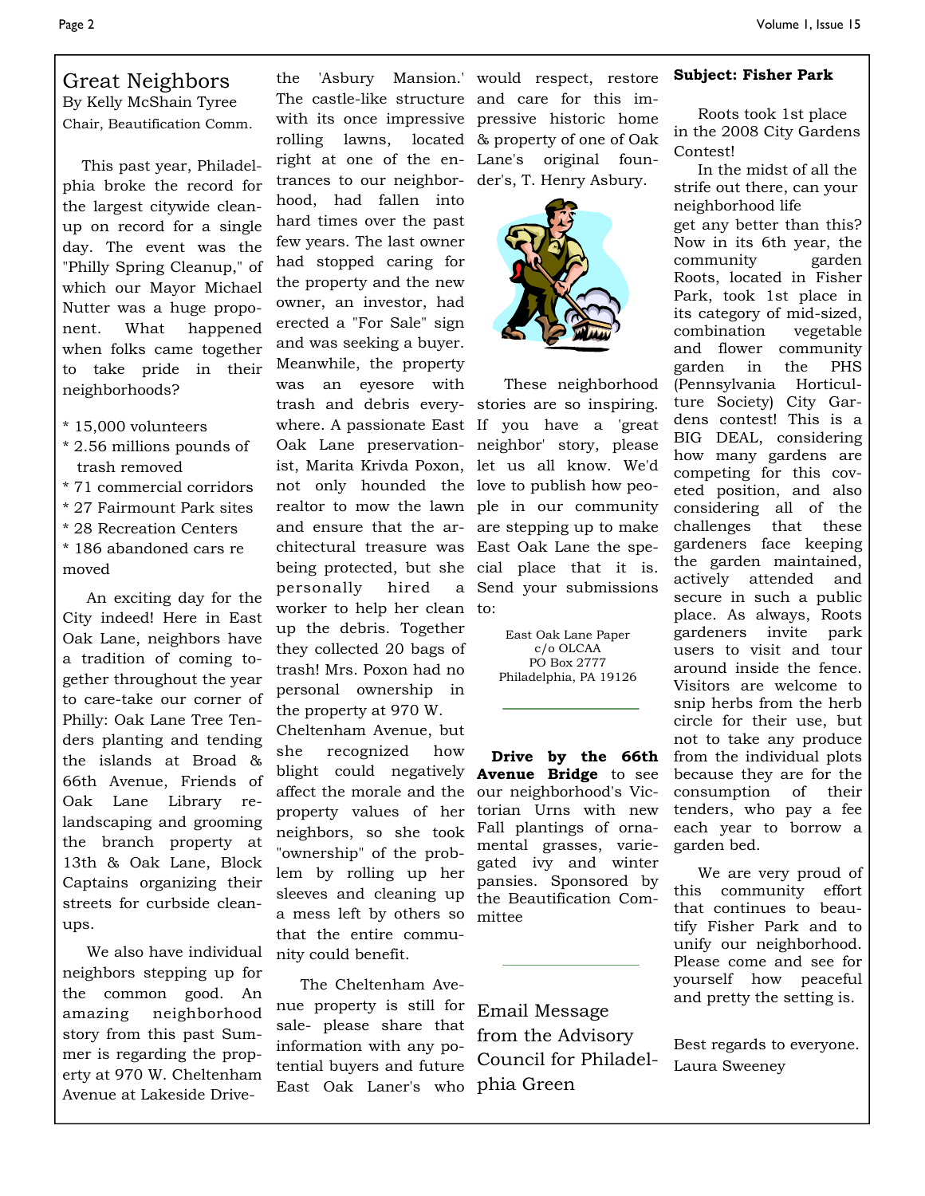## Great Neighbors

By Kelly McShain Tyree
Chair, Beautification Comm.

This past year, Philadelphia broke the record for the largest citywide clean-up on record for a single day. The event was the "Philly Spring Cleanup," of which our Mayor Michael Nutter was a huge proponent. What happened when folks came together to take pride in their neighborhoods?

* 15,000 volunteers
* 2.56 millions pounds of trash removed
* 71 commercial corridors
* 27 Fairmount Park sites
* 28 Recreation Centers
* 186 abandoned cars removed

An exciting day for the City indeed! Here in East Oak Lane, neighbors have a tradition of coming together throughout the year to care-take our corner of Philly: Oak Lane Tree Tenders planting and tending the islands at Broad & 66th Avenue, Friends of Oak Lane Library re-landscaping and grooming the branch property at 13th & Oak Lane, Block Captains organizing their streets for curbside clean-ups.

We also have individual neighbors stepping up for the common good. An amazing neighborhood story from this past Summer is regarding the property at 970 W. Cheltenham Avenue at Lakeside Drive- the 'Asbury Mansion.' The castle-like structure with its once impressive rolling lawns, located right at one of the entrances to our neighborhood, had fallen into hard times over the past few years. The last owner had stopped caring for the property and the new owner, an investor, had erected a "For Sale" sign and was seeking a buyer. Meanwhile, the property was an eyesore with trash and debris everywhere. A passionate East Oak Lane preservationist, Marita Krivda Poxon, not only hounded the realtor to mow the lawn and ensure that the architectural treasure was being protected, but she personally hired a worker to help her clean up the debris. Together they collected 20 bags of trash! Mrs. Poxon had no personal ownership in the property at 970 W. Cheltenham Avenue, but she recognized how blight could negatively affect the morale and the property values of her neighbors, so she took "ownership" of the problem by rolling up her sleeves and cleaning up a mess left by others so that the entire community could benefit.

The Cheltenham Avenue property is still for sale- please share that information with any potential buyers and future East Oak Laner's who would respect, restore and care for this impressive historic home & property of one of Oak Lane's original founder's, T. Henry Asbury.

These neighborhood stories are so inspiring. If you have a 'great neighbor' story, please let us all know. We'd love to publish how people in our community are stepping up to make East Oak Lane the special place that it is. Send your submissions to:

East Oak Lane Paper
c/o OLCAA
PO Box 2777
Philadelphia, PA 19126

---

**Drive by the 66th Avenue Bridge** to see our neighborhood's Victorian Urns with new Fall plantings of ornamental grasses, variegated ivy and winter pansies. Sponsored by the Beautification Committee

---

## Email Message from the Advisory Council for Philadelphia Green

**Subject: Fisher Park**

Roots took 1st place in the 2008 City Gardens Contest!

In the midst of all the strife out there, can your neighborhood life get any better than this? Now in its 6th year, the community garden Roots, located in Fisher Park, took 1st place in its category of mid-sized, combination vegetable and flower community garden in the PHS (Pennsylvania Horticulture Society) City Gardens contest! This is a BIG DEAL, considering how many gardens are competing for this coveted position, and also considering all of the challenges that these gardeners face keeping the garden maintained, actively attended and secure in such a public place. As always, Roots gardeners invite park users to visit and tour around inside the fence. Visitors are welcome to snip herbs from the herb circle for their use, but not to take any produce from the individual plots because they are for the consumption of their tenders, who pay a fee each year to borrow a garden bed.

We are very proud of this community effort that continues to beautify Fisher Park and to unify our neighborhood. Please come and see for yourself how peaceful and pretty the setting is.

Best regards to everyone.
Laura Sweeney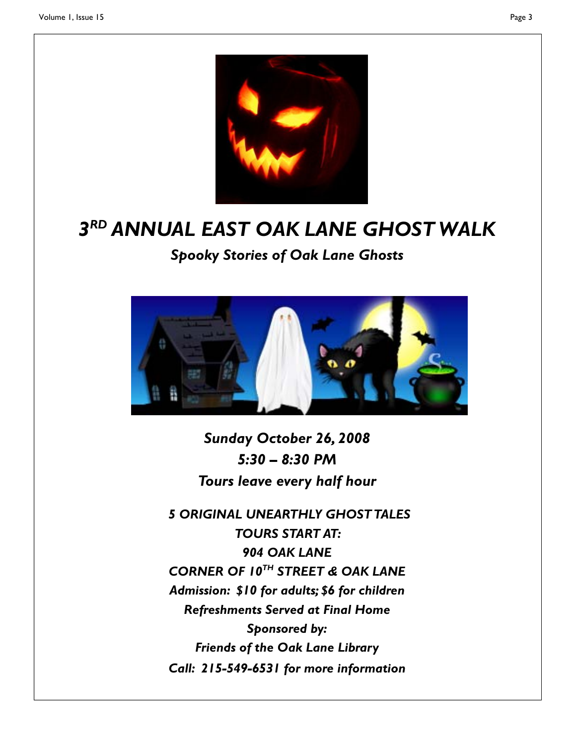# *3RD ANNUAL EAST OAK LANE GHOST WALK*

## *Spooky Stories of Oak Lane Ghosts*

***Sunday October 26, 2008***
***5:30 – 8:30 PM***
***Tours leave every half hour***

***5 ORIGINAL UNEARTHLY GHOST TALES***
***TOURS START AT:***
***904 OAK LANE***
***CORNER OF 10TH STREET & OAK LANE***
***Admission: $10 for adults; $6 for children***
***Refreshments Served at Final Home***
***Sponsored by:***
***Friends of the Oak Lane Library***
***Call: 215-549-6531 for more information***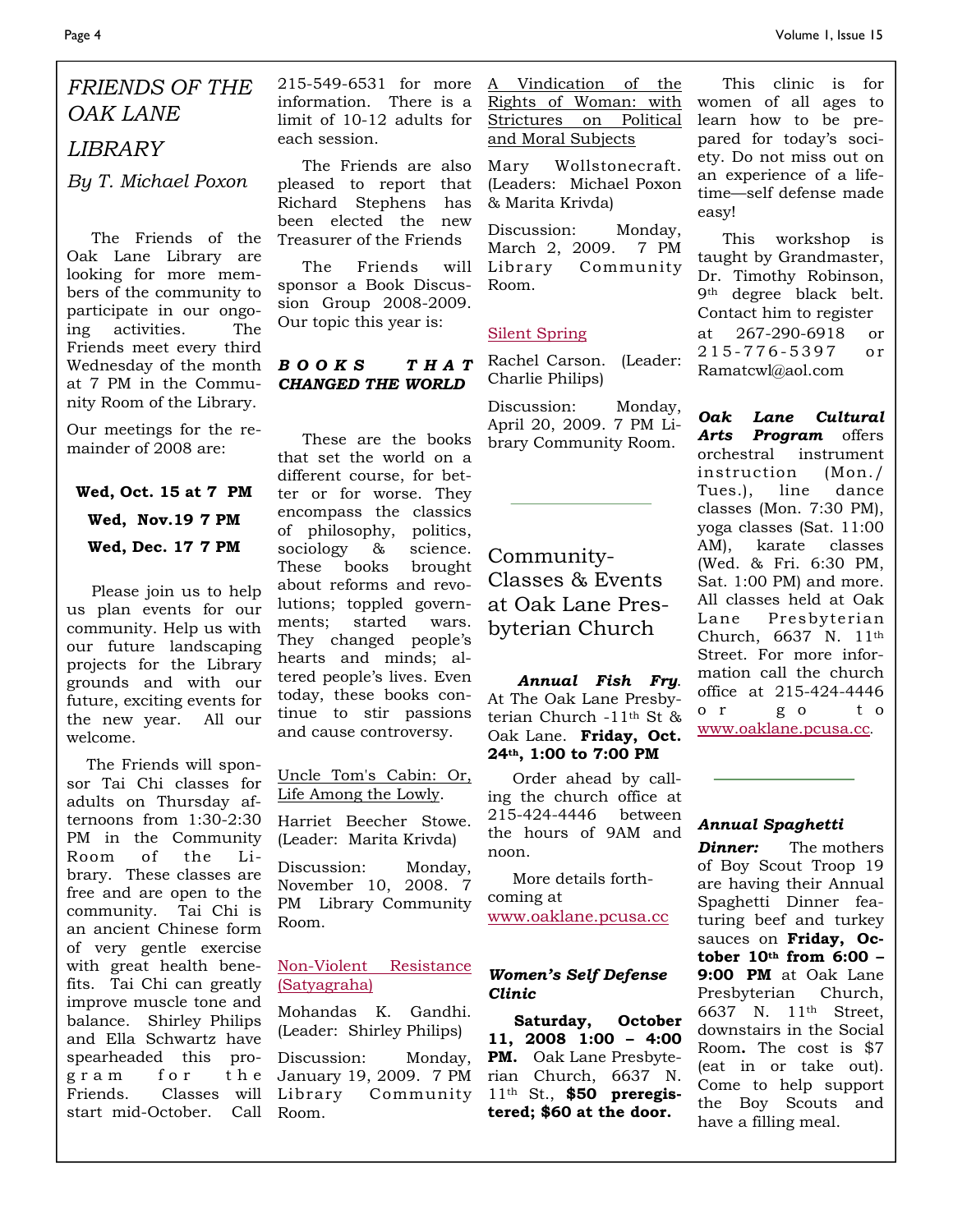# *FRIENDS OF THE OAK LANE LIBRARY*

*By T. Michael Poxon*

The Friends of the Oak Lane Library are looking for more members of the community to participate in our ongoing activities. The Friends meet every third Wednesday of the month at 7 PM in the Community Room of the Library.

Our meetings for the remainder of 2008 are:

**Wed, Oct. 15 at 7 PM**

**Wed, Nov.19 7 PM**

**Wed, Dec. 17 7 PM**

Please join us to help us plan events for our community. Help us with our future landscaping projects for the Library grounds and with our future, exciting events for the new year. All our welcome.

The Friends will sponsor Tai Chi classes for adults on Thursday afternoons from 1:30-2:30 PM in the Community Room of the Library. These classes are free and are open to the community. Tai Chi is an ancient Chinese form of very gentle exercise with great health benefits. Tai Chi can greatly improve muscle tone and balance. Shirley Philips and Ella Schwartz have spearheaded this program for the Friends. Classes will start mid-October. Call 215-549-6531 for more information. There is a limit of 10-12 adults for each session.

The Friends are also pleased to report that Richard Stephens has been elected the new Treasurer of the Friends

The Friends will sponsor a Book Discussion Group 2008-2009. Our topic this year is:

***BOOKS THAT CHANGED THE WORLD***

These are the books that set the world on a different course, for better or for worse. They encompass the classics of philosophy, politics, sociology & science. These books brought about reforms and revolutions; toppled governments; started wars. They changed people's hearts and minds; altered people's lives. Even today, these books continue to stir passions and cause controversy.

Uncle Tom's Cabin: Or, Life Among the Lowly.

Harriet Beecher Stowe. (Leader: Marita Krivda)

Discussion: Monday, November 10, 2008. 7 PM Library Community Room.

Non-Violent Resistance (Satyagraha)

Mohandas K. Gandhi. (Leader: Shirley Philips)

Discussion: Monday, January 19, 2009. 7 PM Library Community Room.

A Vindication of the Rights of Woman: with Strictures on Political and Moral Subjects

Mary Wollstonecraft. (Leaders: Michael Poxon & Marita Krivda)

Discussion: Monday, March 2, 2009. 7 PM Library Community Room.

Silent Spring

Rachel Carson. (Leader: Charlie Philips)

Discussion: Monday, April 20, 2009. 7 PM Library Community Room.

---

## Community-Classes & Events at Oak Lane Presbyterian Church

***Annual Fish Fry***. At The Oak Lane Presbyterian Church -11th St & Oak Lane. **Friday, Oct. 24th, 1:00 to 7:00 PM**

Order ahead by calling the church office at 215-424-4446 between the hours of 9AM and noon.

More details forthcoming at www.oaklane.pcusa.cc

***Women's Self Defense Clinic***

**Saturday, October 11, 2008 1:00 – 4:00 PM.** Oak Lane Presbyterian Church, 6637 N. 11th St., **$50 preregistered; $60 at the door.**

This clinic is for women of all ages to learn how to be prepared for today's society. Do not miss out on an experience of a lifetime—self defense made easy!

This workshop is taught by Grandmaster, Dr. Timothy Robinson, 9th degree black belt. Contact him to register at 267-290-6918 or 215-776-5397 or Ramatcwl@aol.com

***Oak Lane Cultural Arts Program*** offers orchestral instrument instruction (Mon./ Tues.), line dance classes (Mon. 7:30 PM), yoga classes (Sat. 11:00 AM), karate classes (Wed. & Fri. 6:30 PM, Sat. 1:00 PM) and more. All classes held at Oak Lane Presbyterian Church, 6637 N. 11th Street. For more information call the church office at 215-424-4446 or go to www.oaklane.pcusa.cc.

---

***Annual Spaghetti Dinner:*** The mothers of Boy Scout Troop 19 are having their Annual Spaghetti Dinner featuring beef and turkey sauces on **Friday, October 10th from 6:00 – 9:00 PM** at Oak Lane Presbyterian Church, 6637 N. 11th Street, downstairs in the Social Room**.** The cost is $7 (eat in or take out). Come to help support the Boy Scouts and have a filling meal.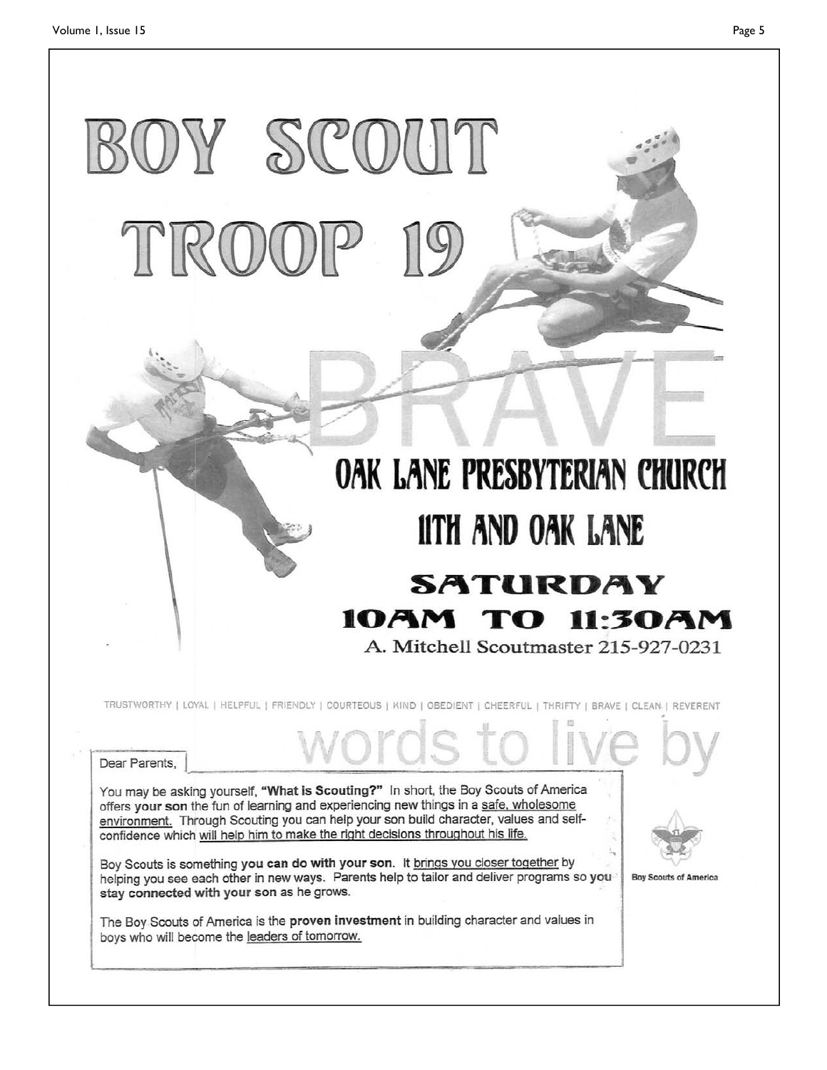# BOY SCOUT TROOP 19

BRAVE

## OAK LANE PRESBYTERIAN CHURCH

## 11TH AND OAK LANE

## SATURDAY
## 10AM TO 11:30AM

A. Mitchell Scoutmaster 215-927-0231

TRUSTWORTHY | LOYAL | HELPFUL | FRIENDLY | COURTEOUS | KIND | OBEDIENT | CHEERFUL | THRIFTY | BRAVE | CLEAN | REVERENT

words to live by

Dear Parents,

You may be asking yourself, **"What is Scouting?"** In short, the Boy Scouts of America offers **your son** the fun of learning and experiencing new things in a safe, wholesome environment. Through Scouting you can help your son build character, values and self-confidence which will help him to make the right decisions throughout his life.

Boy Scouts is something **you can do with your son**. It brings you closer together by helping you see each other in new ways. Parents help to tailor and deliver programs so **you stay connected with your son** as he grows.

The Boy Scouts of America is the **proven investment** in building character and values in boys who will become the leaders of tomorrow.

Boy Scouts of America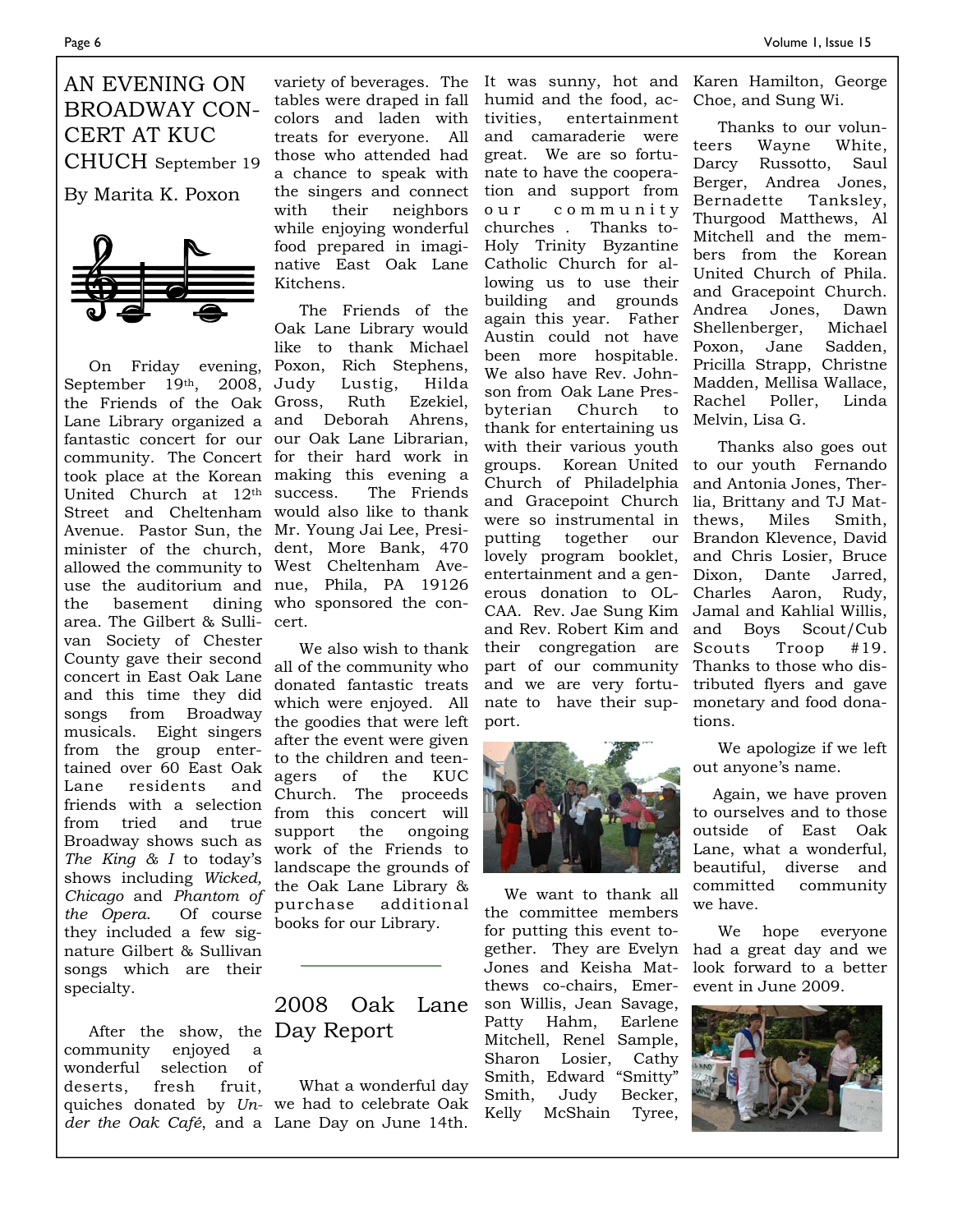# AN EVENING ON BROADWAY CONCERT AT KUC CHUCH September 19

By Marita K. Poxon

On Friday evening, September 19th, 2008, the Friends of the Oak Lane Library organized a fantastic concert for our community. The Concert took place at the Korean United Church at 12th Street and Cheltenham Avenue. Pastor Sun, the minister of the church, allowed the community to use the auditorium and the basement dining area. The Gilbert & Sullivan Society of Chester County gave their second concert in East Oak Lane and this time they did songs from Broadway musicals. Eight singers from the group entertained over 60 East Oak Lane residents and friends with a selection from tried and true Broadway shows such as *The King & I* to today's shows including *Wicked, Chicago* and *Phantom of the Opera.* Of course they included a few signature Gilbert & Sullivan songs which are their specialty.

After the show, the community enjoyed a wonderful selection of deserts, fresh fruit, quiches donated by *Under the Oak Café*, and a variety of beverages. The tables were draped in fall colors and laden with treats for everyone. All those who attended had a chance to speak with the singers and connect with their neighbors while enjoying wonderful food prepared in imaginative East Oak Lane Kitchens.

The Friends of the Oak Lane Library would like to thank Michael Poxon, Rich Stephens, Judy Lustig, Hilda Gross, Ruth Ezekiel, and Deborah Ahrens, our Oak Lane Librarian, for their hard work in making this evening a success. The Friends would also like to thank Mr. Young Jai Lee, President, More Bank, 470 West Cheltenham Avenue, Phila, PA 19126 who sponsored the concert.

We also wish to thank all of the community who donated fantastic treats which were enjoyed. All the goodies that were left after the event were given to the children and teenagers of the KUC Church. The proceeds from this concert will support the ongoing work of the Friends to landscape the grounds of the Oak Lane Library & purchase additional books for our Library.

---

# 2008 Oak Lane Day Report

What a wonderful day we had to celebrate Oak Lane Day on June 14th. It was sunny, hot and humid and the food, activities, entertainment and camaraderie were great. We are so fortunate to have the cooperation and support from our community churches . Thanks to Holy Trinity Byzantine Catholic Church for allowing us to use their building and grounds again this year. Father Austin could not have been more hospitable. We also have Rev. Johnson from Oak Lane Presbyterian Church to thank for entertaining us with their various youth groups. Korean United Church of Philadelphia and Gracepoint Church were so instrumental in putting together our lovely program booklet, entertainment and a generous donation to OLCAA. Rev. Jae Sung Kim and Rev. Robert Kim and their congregation are part of our community and we are very fortunate to have their support.

We want to thank all the committee members for putting this event together. They are Evelyn Jones and Keisha Matthews co-chairs, Emerson Willis, Jean Savage, Patty Hahm, Earlene Mitchell, Renel Sample, Sharon Losier, Cathy Smith, Edward "Smitty" Smith, Judy Becker, Kelly McShain Tyree, Karen Hamilton, George Choe, and Sung Wi.

Thanks to our volunteers Wayne White, Darcy Russotto, Saul Berger, Andrea Jones, Bernadette Tanksley, Thurgood Matthews, Al Mitchell and the members from the Korean United Church of Phila. and Gracepoint Church. Andrea Jones, Dawn Shellenberger, Michael Poxon, Jane Sadden, Pricilla Strapp, Christne Madden, Mellisa Wallace, Rachel Poller, Linda Melvin, Lisa G.

Thanks also goes out to our youth Fernando and Antonia Jones, Therlia, Brittany and TJ Matthews, Miles Smith, Brandon Klevence, David and Chris Losier, Bruce Dixon, Dante Jarred, Charles Aaron, Rudy, Jamal and Kahlial Willis, and Boys Scout/Cub Scouts Troop #19. Thanks to those who distributed flyers and gave monetary and food donations.

We apologize if we left out anyone's name.

Again, we have proven to ourselves and to those outside of East Oak Lane, what a wonderful, beautiful, diverse and committed community we have.

We hope everyone had a great day and we look forward to a better event in June 2009.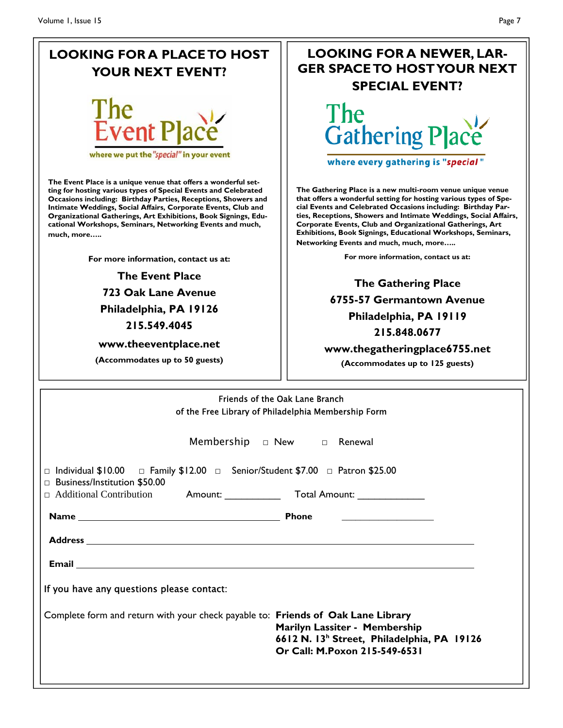## LOOKING FOR A PLACE TO HOST YOUR NEXT EVENT?

The Event Place

where we put the "*special*" in your event

**The Event Place is a unique venue that offers a wonderful setting for hosting various types of Special Events and Celebrated Occasions including: Birthday Parties, Receptions, Showers and Intimate Weddings, Social Affairs, Corporate Events, Club and Organizational Gatherings, Art Exhibitions, Book Signings, Educational Workshops, Seminars, Networking Events and much, much, more…..**

**For more information, contact us at:**

**The Event Place**
**723 Oak Lane Avenue**
**Philadelphia, PA 19126**
**215.549.4045**

**www.theeventplace.net**

**(Accommodates up to 50 guests)**

## LOOKING FOR A NEWER, LARGER SPACE TO HOST YOUR NEXT SPECIAL EVENT?

The Gathering Place

where every gathering is "*special*"

**The Gathering Place is a new multi-room venue unique venue that offers a wonderful setting for hosting various types of Special Events and Celebrated Occasions including: Birthday Parties, Receptions, Showers and Intimate Weddings, Social Affairs, Corporate Events, Club and Organizational Gatherings, Art Exhibitions, Book Signings, Educational Workshops, Seminars, Networking Events and much, much, more…..**

**For more information, contact us at:**

**The Gathering Place**
**6755-57 Germantown Avenue**
**Philadelphia, PA 19119**
**215.848.0677**

**www.thegatheringplace6755.net**

**(Accommodates up to 125 guests)**

---

Friends of the Oak Lane Branch
of the Free Library of Philadelphia Membership Form

Membership □ New □ Renewal

□ Individual $10.00 □ Family $12.00 □ Senior/Student $7.00 □ Patron $25.00
□ Business/Institution $50.00
□ Additional Contribution Amount: __________ Total Amount: ____________

**Name** ________________________________________ **Phone** ________________

**Address** ____________________________________________________________

**Email** ______________________________________________________________

If you have any questions please contact:

Complete form and return with your check payable to: **Friends of Oak Lane Library**
**Marilyn Lassiter - Membership**
**6612 N. 13h Street, Philadelphia, PA 19126**
**Or Call: M.Poxon 215-549-6531**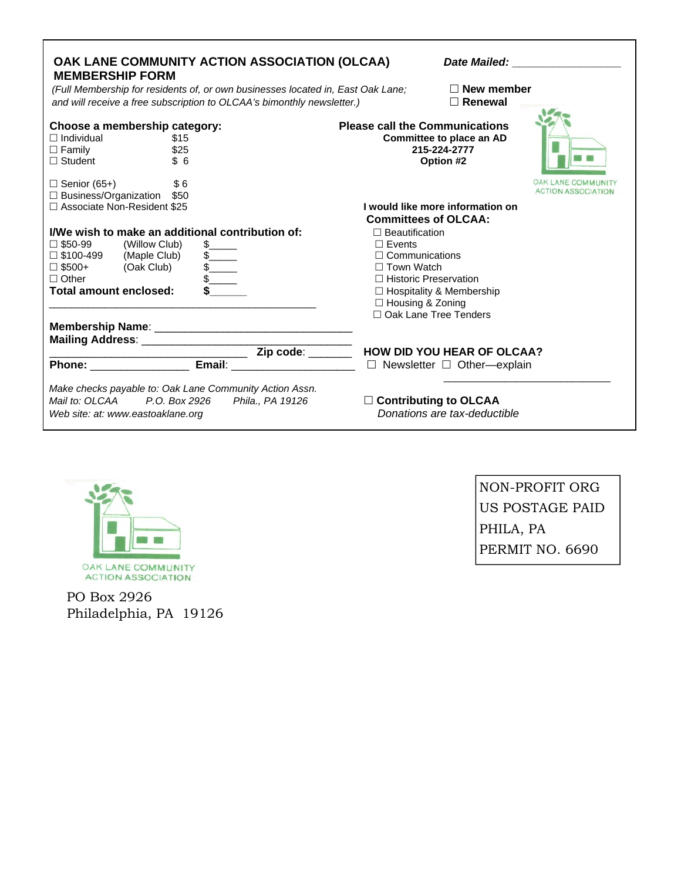## OAK LANE COMMUNITY ACTION ASSOCIATION (OLCAA) MEMBERSHIP FORM

*Date Mailed:* ___________________

*(Full Membership for residents of, or own businesses located in, East Oak Lane; and will receive a free subscription to OLCAA's bimonthly newsletter.)*

☐ **New member**
☐ **Renewal**

**Choose a membership category:**

☐ Individual $15
☐ Family $25
☐ Student $ 6

☐ Senior (65+) $ 6
☐ Business/Organization $50
☐ Associate Non-Resident $25

**Please call the Communications Committee to place an AD 215-224-2777 Option #2**

OAK LANE COMMUNITY ACTION ASSOCIATION

**I/We wish to make an additional contribution of:**

☐ $50-99 (Willow Club) $_____
☐ $100-499 (Maple Club) $_____
☐ $500+ (Oak Club) $_____
☐ Other $_____
**Total amount enclosed: $**______

______________________________________________

**I would like more information on Committees of OLCAA:**

☐ Beautification
☐ Events
☐ Communications
☐ Town Watch
☐ Historic Preservation
☐ Hospitality & Membership
☐ Housing & Zoning
☐ Oak Lane Tree Tenders

**Membership Name**: ________________________________
**Mailing Address**: _________________________________
________________________________ **Zip code**: _______
**Phone:** ________________ **Email**: ____________________

**HOW DID YOU HEAR OF OLCAA?**
☐ Newsletter ☐ Other—explain ____________________________

*Make checks payable to: Oak Lane Community Action Assn.*
*Mail to: OLCAA P.O. Box 2926 Phila., PA 19126*
*Web site: at: www.eastoaklane.org*

☐ **Contributing to OLCAA**
*Donations are tax-deductible*

OAK LANE COMMUNITY ACTION ASSOCIATION
PO Box 2926
Philadelphia, PA 19126

NON-PROFIT ORG
US POSTAGE PAID
PHILA, PA
PERMIT NO. 6690